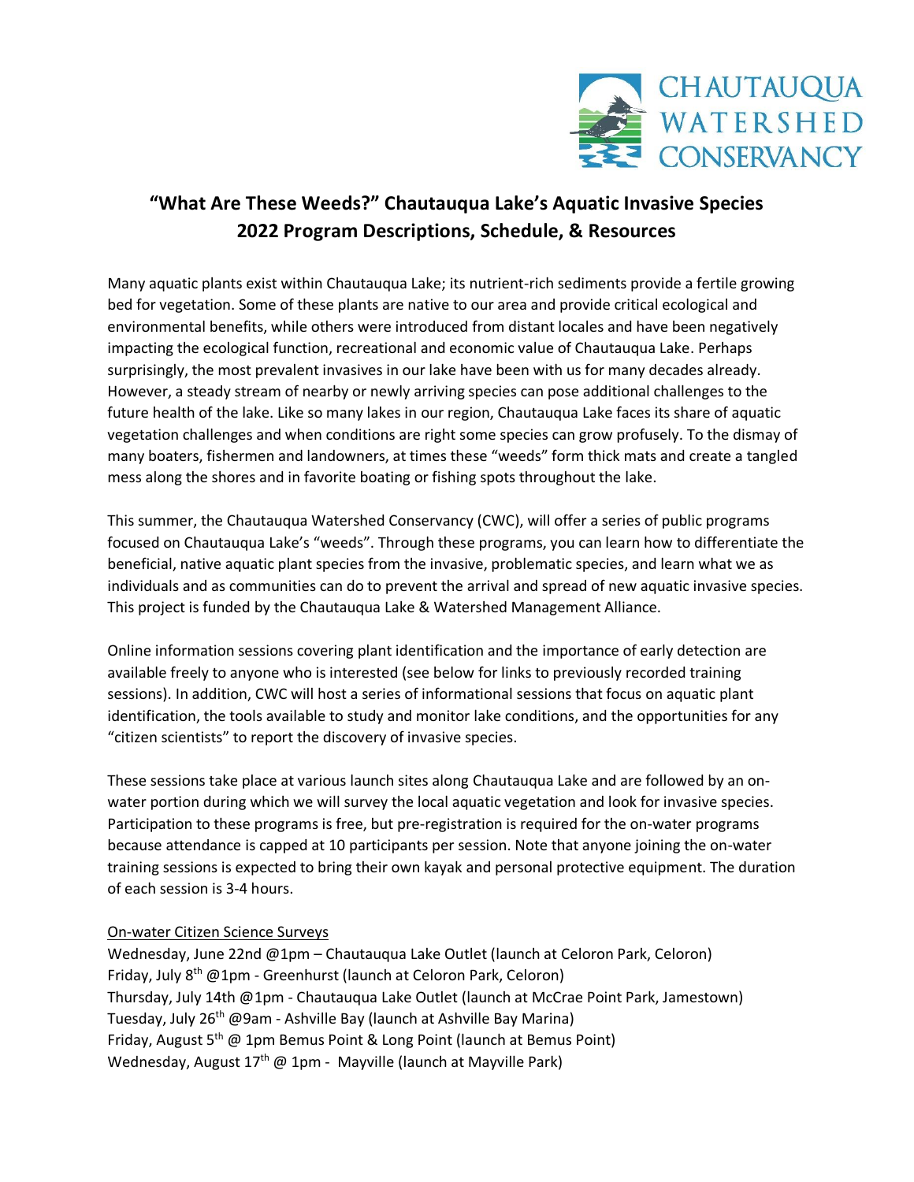CHAUTAUQUA WATERSHED CONSERVANCY

# "What Are These Weeds?" Chautauqua Lake's Aquatic Invasive Species 2022 Program Descriptions, Schedule, & Resources

Many aquatic plants exist within Chautauqua Lake; its nutrient-rich sediments provide a fertile growing bed for vegetation. Some of these plants are native to our area and provide critical ecological and environmental benefits, while others were introduced from distant locales and have been negatively impacting the ecological function, recreational and economic value of Chautauqua Lake. Perhaps surprisingly, the most prevalent invasives in our lake have been with us for many decades already. However, a steady stream of nearby or newly arriving species can pose additional challenges to the future health of the lake. Like so many lakes in our region, Chautauqua Lake faces its share of aquatic vegetation challenges and when conditions are right some species can grow profusely. To the dismay of many boaters, fishermen and landowners, at times these "weeds" form thick mats and create a tangled mess along the shores and in favorite boating or fishing spots throughout the lake.

This summer, the Chautauqua Watershed Conservancy (CWC), will offer a series of public programs focused on Chautauqua Lake's "weeds". Through these programs, you can learn how to differentiate the beneficial, native aquatic plant species from the invasive, problematic species, and learn what we as individuals and as communities can do to prevent the arrival and spread of new aquatic invasive species. This project is funded by the Chautauqua Lake & Watershed Management Alliance.

Online information sessions covering plant identification and the importance of early detection are available freely to anyone who is interested (see below for links to previously recorded training sessions). In addition, CWC will host a series of informational sessions that focus on aquatic plant identification, the tools available to study and monitor lake conditions, and the opportunities for any "citizen scientists" to report the discovery of invasive species.

These sessions take place at various launch sites along Chautauqua Lake and are followed by an on-water portion during which we will survey the local aquatic vegetation and look for invasive species. Participation to these programs is free, but pre-registration is required for the on-water programs because attendance is capped at 10 participants per session. Note that anyone joining the on-water training sessions is expected to bring their own kayak and personal protective equipment. The duration of each session is 3-4 hours.

<u>On-water Citizen Science Surveys</u>

Wednesday, June 22nd @1pm – Chautauqua Lake Outlet (launch at Celoron Park, Celoron)
Friday, July 8th @1pm - Greenhurst (launch at Celoron Park, Celoron)
Thursday, July 14th @1pm - Chautauqua Lake Outlet (launch at McCrae Point Park, Jamestown)
Tuesday, July 26th @9am - Ashville Bay (launch at Ashville Bay Marina)
Friday, August 5th @ 1pm Bemus Point & Long Point (launch at Bemus Point)
Wednesday, August 17th @ 1pm - Mayville (launch at Mayville Park)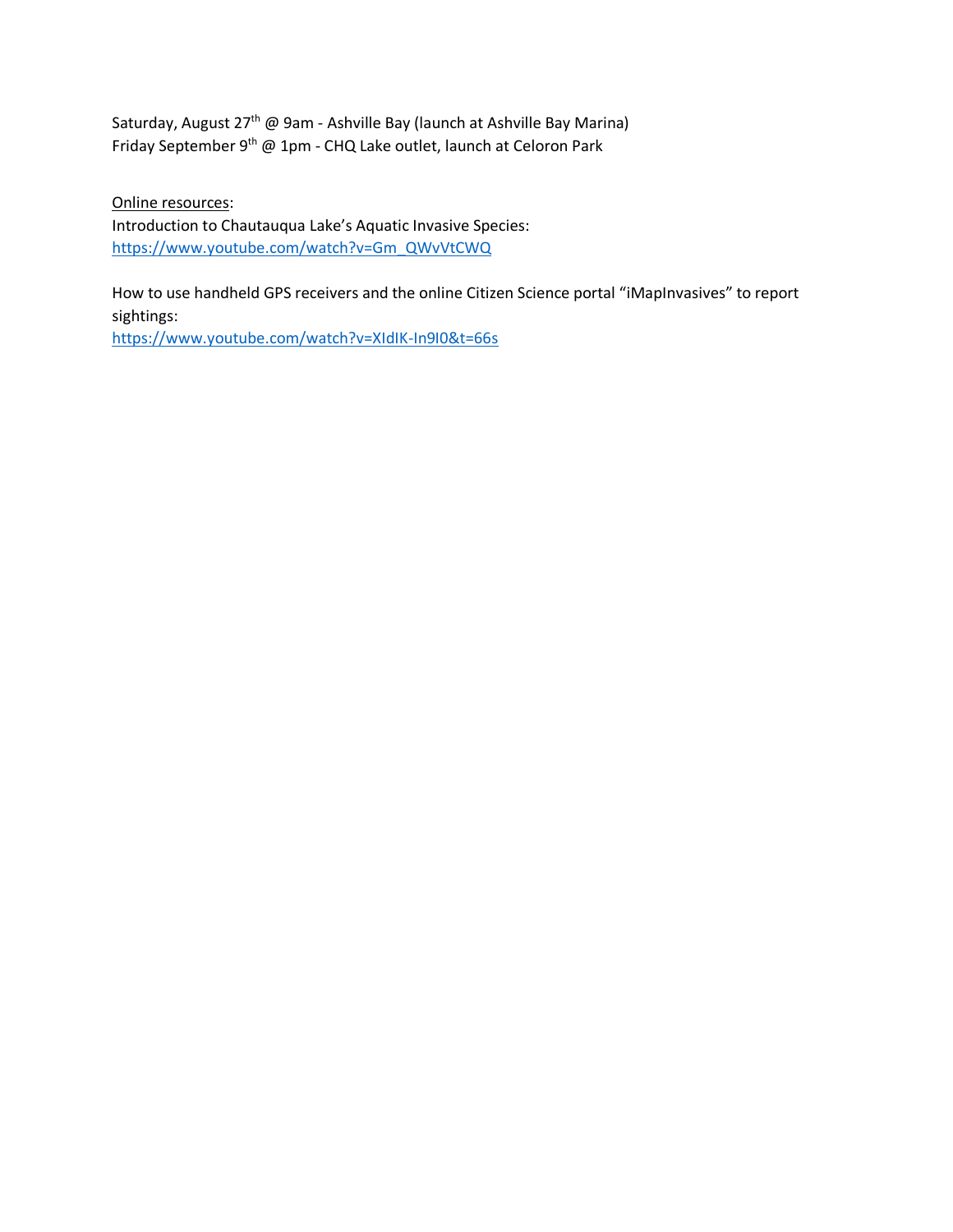Saturday, August 27th @ 9am - Ashville Bay (launch at Ashville Bay Marina)
Friday September 9th @ 1pm - CHQ Lake outlet, launch at Celoron Park

Online resources:
Introduction to Chautauqua Lake's Aquatic Invasive Species:
https://www.youtube.com/watch?v=Gm_QWvVtCWQ

How to use handheld GPS receivers and the online Citizen Science portal "iMapInvasives" to report sightings:
https://www.youtube.com/watch?v=XIdIK-In9I0&t=66s